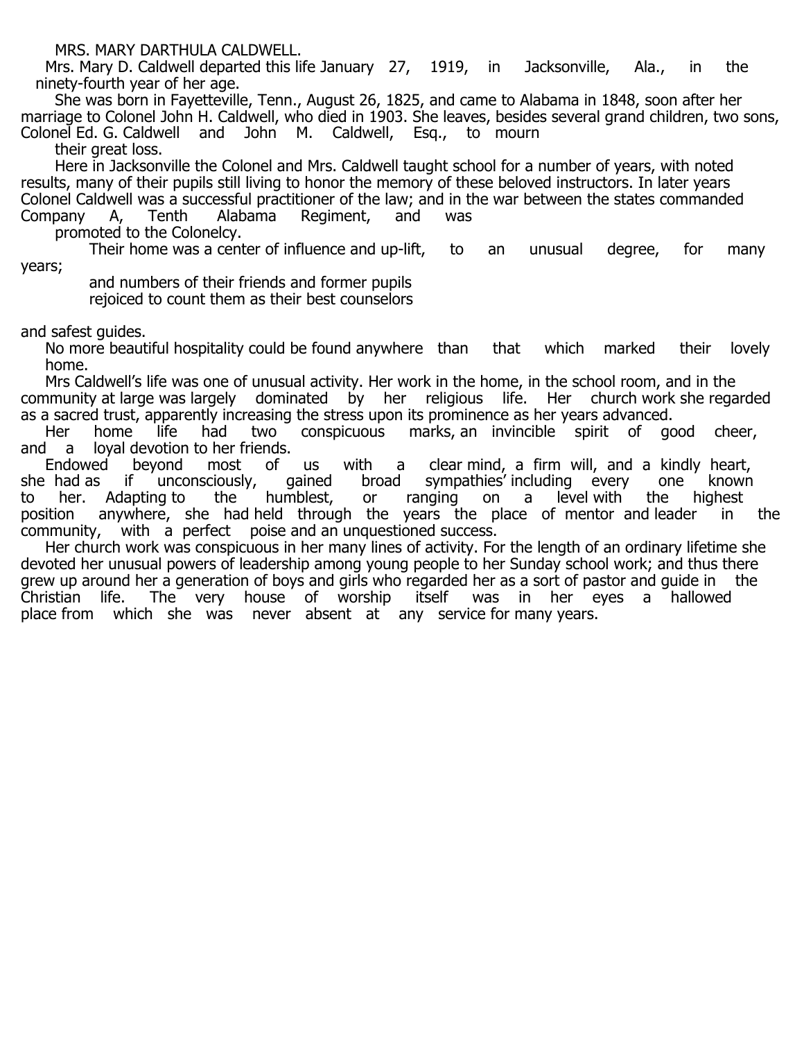MRS. MARY DARTHULA CALDWELL.

Mrs. Mary D. Caldwell departed this life January 27, 1919, in Jacksonville, Ala., in the ninety-fourth year of her age.

She was born in Fayetteville, Tenn., August 26, 1825, and came to Alabama in 1848, soon after her marriage to Colonel John H. Caldwell, who died in 1903. She leaves, besides several grand children, two sons, Colonel Ed. G. Caldwell and John M. Caldwell, Esq., to mourn their great loss.

Here in Jacksonville the Colonel and Mrs. Caldwell taught school for a number of years, with noted results, many of their pupils still living to honor the memory of these beloved instructors. In later years Colonel Caldwell was a successful practitioner of the law; and in the war between the states commanded Company A, Tenth Alabama Regiment, and was promoted to the Colonelcy.

Their home was a center of influence and up-lift, to an unusual degree, for many years; and numbers of their friends and former pupils rejoiced to count them as their best counselors and safest guides.

No more beautiful hospitality could be found anywhere than that which marked their lovely home.

Mrs Caldwell's life was one of unusual activity. Her work in the home, in the school room, and in the community at large was largely dominated by her religious life. Her church work she regarded as a sacred trust, apparently increasing the stress upon its prominence as her years advanced.

Her home life had two conspicuous marks, an invincible spirit of good cheer, and a loyal devotion to her friends.

Endowed beyond most of us with a clear mind, a firm will, and a kindly heart, she had as if unconsciously, gained broad sympathies' including every one known to her. Adapting to the humblest, or ranging on a level with the highest position anywhere, she had held through the years the place of mentor and leader in the community, with a perfect poise and an unquestioned success.

Her church work was conspicuous in her many lines of activity. For the length of an ordinary lifetime she devoted her unusual powers of leadership among young people to her Sunday school work; and thus there grew up around her a generation of boys and girls who regarded her as a sort of pastor and guide in the Christian life. The very house of worship itself was in her eyes a hallowed place from which she was never absent at any service for many years.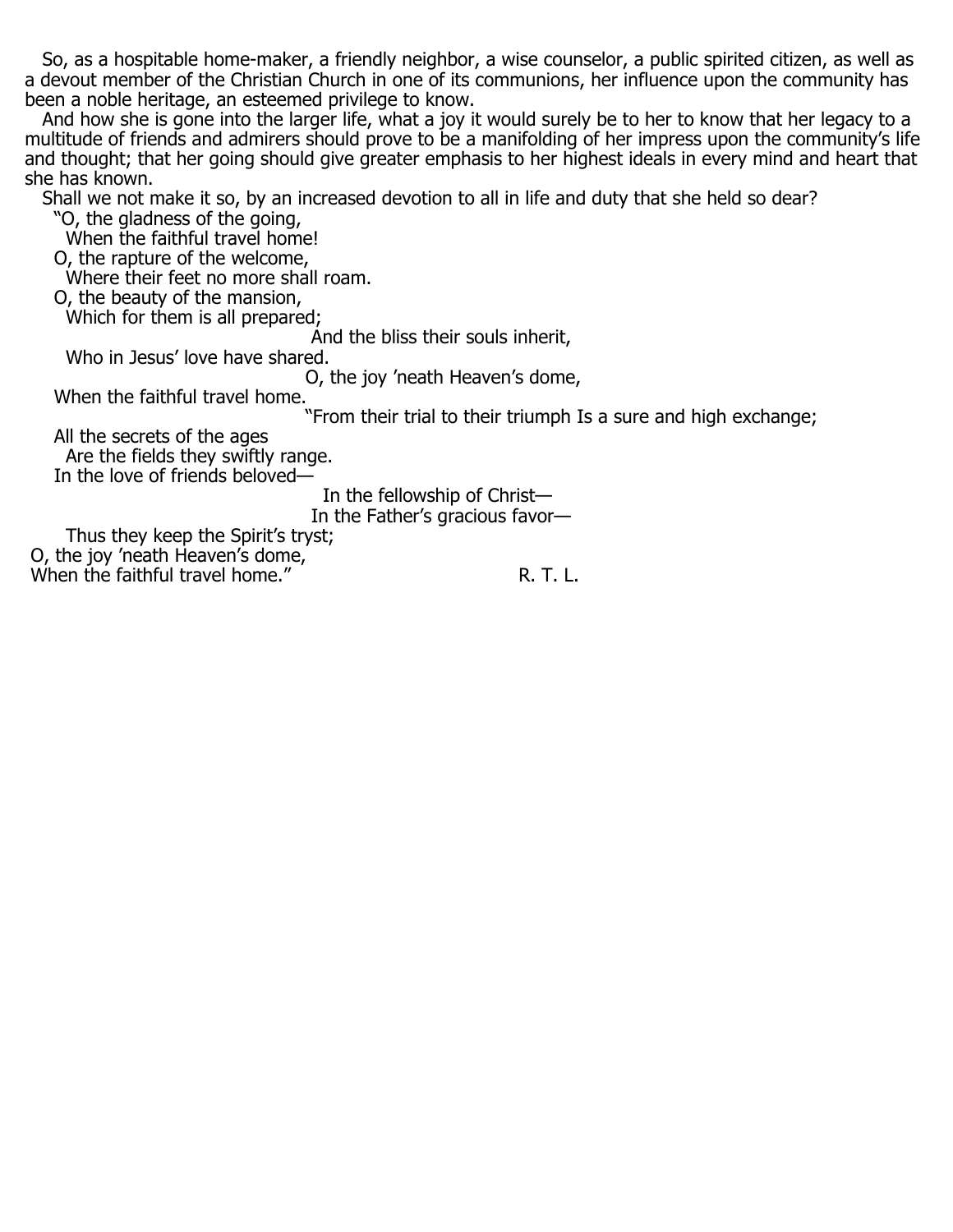So, as a hospitable home-maker, a friendly neighbor, a wise counselor, a public spirited citizen, as well as a devout member of the Christian Church in one of its communions, her influence upon the community has been a noble heritage, an esteemed privilege to know.

And how she is gone into the larger life, what a joy it would surely be to her to know that her legacy to a multitude of friends and admirers should prove to be a manifolding of her impress upon the community's life and thought; that her going should give greater emphasis to her highest ideals in every mind and heart that she has known.

Shall we not make it so, by an increased devotion to all in life and duty that she held so dear?

"O, the gladness of the going,  
When the faithful travel home!  
O, the rapture of the welcome,  
Where their feet no more shall roam.  
O, the beauty of the mansion,  
Which for them is all prepared;  
And the bliss their souls inherit,  
Who in Jesus' love have shared.  
O, the joy 'neath Heaven's dome,  
When the faithful travel home.

"From their trial to their triumph Is a sure and high exchange;  
All the secrets of the ages  
Are the fields they swiftly range.  
In the love of friends beloved—  
In the fellowship of Christ—  
In the Father's gracious favor—  
Thus they keep the Spirit's tryst;  
O, the joy 'neath Heaven's dome,  
When the faithful travel home."

R. T. L.